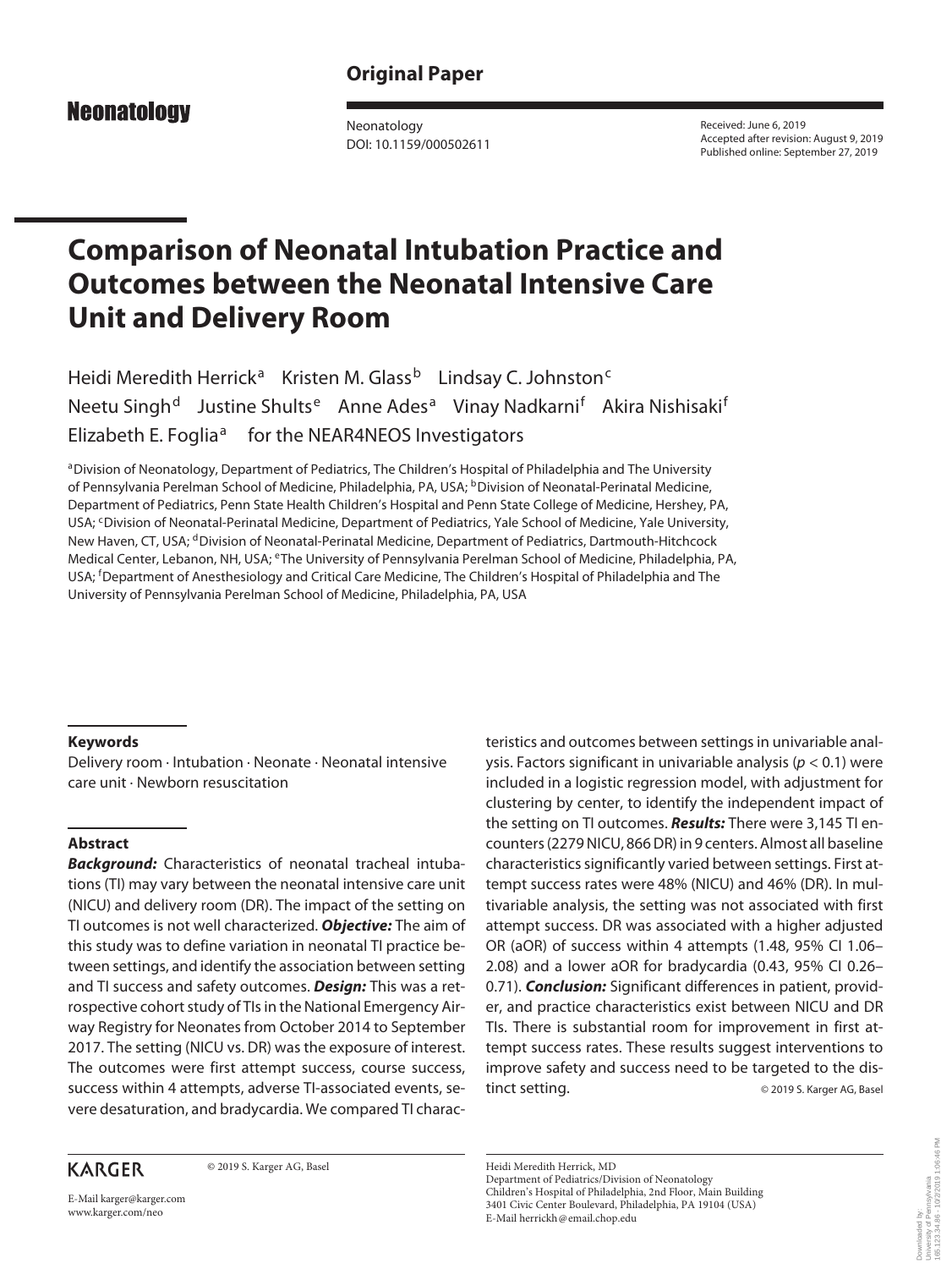Original Paper

Neonatology

Neonatology
DOI: 10.1159/000502611

Received: June 6, 2019
Accepted after revision: August 9, 2019
Published online: September 27, 2019

# Comparison of Neonatal Intubation Practice and Outcomes between the Neonatal Intensive Care Unit and Delivery Room

Heidi Meredith Herrick[a] Kristen M. Glass[b] Lindsay C. Johnston[c] Neetu Singh[d] Justine Shults[e] Anne Ades[a] Vinay Nadkarni[f] Akira Nishisaki[f] Elizabeth E. Foglia[a] for the NEAR4NEOS Investigators

[a]Division of Neonatology, Department of Pediatrics, The Children's Hospital of Philadelphia and The University of Pennsylvania Perelman School of Medicine, Philadelphia, PA, USA; [b]Division of Neonatal-Perinatal Medicine, Department of Pediatrics, Penn State Health Children's Hospital and Penn State College of Medicine, Hershey, PA, USA; [c]Division of Neonatal-Perinatal Medicine, Department of Pediatrics, Yale School of Medicine, Yale University, New Haven, CT, USA; [d]Division of Neonatal-Perinatal Medicine, Department of Pediatrics, Dartmouth-Hitchcock Medical Center, Lebanon, NH, USA; [e]The University of Pennsylvania Perelman School of Medicine, Philadelphia, PA, USA; [f]Department of Anesthesiology and Critical Care Medicine, The Children's Hospital of Philadelphia and The University of Pennsylvania Perelman School of Medicine, Philadelphia, PA, USA

### Keywords

Delivery room · Intubation · Neonate · Neonatal intensive care unit · Newborn resuscitation

### Abstract

***Background:*** Characteristics of neonatal tracheal intubations (TI) may vary between the neonatal intensive care unit (NICU) and delivery room (DR). The impact of the setting on TI outcomes is not well characterized. ***Objective:*** The aim of this study was to define variation in neonatal TI practice between settings, and identify the association between setting and TI success and safety outcomes. ***Design:*** This was a retrospective cohort study of TIs in the National Emergency Airway Registry for Neonates from October 2014 to September 2017. The setting (NICU vs. DR) was the exposure of interest. The outcomes were first attempt success, course success, success within 4 attempts, adverse TI-associated events, severe desaturation, and bradycardia. We compared TI characteristics and outcomes between settings in univariable analysis. Factors significant in univariable analysis ($p < 0.1$) were included in a logistic regression model, with adjustment for clustering by center, to identify the independent impact of the setting on TI outcomes. ***Results:*** There were 3,145 TI encounters (2279 NICU, 866 DR) in 9 centers. Almost all baseline characteristics significantly varied between settings. First attempt success rates were 48% (NICU) and 46% (DR). In multivariable analysis, the setting was not associated with first attempt success. DR was associated with a higher adjusted OR (aOR) of success within 4 attempts (1.48, 95% CI 1.06–2.08) and a lower aOR for bradycardia (0.43, 95% CI 0.26–0.71). ***Conclusion:*** Significant differences in patient, provider, and practice characteristics exist between NICU and DR TIs. There is substantial room for improvement in first attempt success rates. These results suggest interventions to improve safety and success need to be targeted to the distinct setting. © 2019 S. Karger AG, Basel

KARGER © 2019 S. Karger AG, Basel

E-Mail karger@karger.com
www.karger.com/neo

Heidi Meredith Herrick, MD
Department of Pediatrics/Division of Neonatology
Children's Hospital of Philadelphia, 2nd Floor, Main Building
3401 Civic Center Boulevard, Philadelphia, PA 19104 (USA)
E-Mail herrickh@email.chop.edu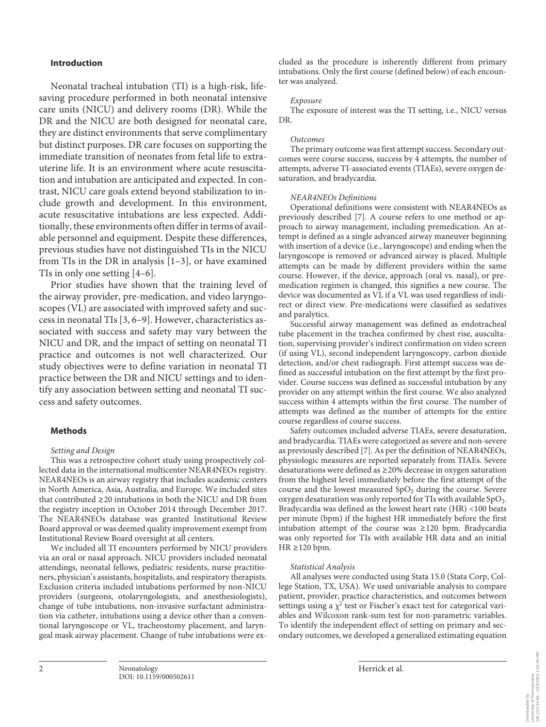## Introduction

Neonatal tracheal intubation (TI) is a high-risk, life-saving procedure performed in both neonatal intensive care units (NICU) and delivery rooms (DR). While the DR and the NICU are both designed for neonatal care, they are distinct environments that serve complimentary but distinct purposes. DR care focuses on supporting the immediate transition of neonates from fetal life to extrauterine life. It is an environment where acute resuscitation and intubation are anticipated and expected. In contrast, NICU care goals extend beyond stabilization to include growth and development. In this environment, acute resuscitative intubations are less expected. Additionally, these environments often differ in terms of available personnel and equipment. Despite these differences, previous studies have not distinguished TIs in the NICU from TIs in the DR in analysis [1–3], or have examined TIs in only one setting [4–6].

Prior studies have shown that the training level of the airway provider, pre-medication, and video laryngoscopes (VL) are associated with improved safety and success in neonatal TIs [3, 6–9]. However, characteristics associated with success and safety may vary between the NICU and DR, and the impact of setting on neonatal TI practice and outcomes is not well characterized. Our study objectives were to define variation in neonatal TI practice between the DR and NICU settings and to identify any association between setting and neonatal TI success and safety outcomes.

## Methods

### *Setting and Design*

This was a retrospective cohort study using prospectively collected data in the international multicenter NEAR4NEOs registry. NEAR4NEOs is an airway registry that includes academic centers in North America, Asia, Australia, and Europe. We included sites that contributed ≥20 intubations in both the NICU and DR from the registry inception in October 2014 through December 2017. The NEAR4NEOs database was granted Institutional Review Board approval or was deemed quality improvement exempt from Institutional Review Board oversight at all centers.

We included all TI encounters performed by NICU providers via an oral or nasal approach. NICU providers included neonatal attendings, neonatal fellows, pediatric residents, nurse practitioners, physician's assistants, hospitalists, and respiratory therapists. Exclusion criteria included intubations performed by non-NICU providers (surgeons, otolaryngologists, and anesthesiologists), change of tube intubations, non-invasive surfactant administration via catheter, intubations using a device other than a conventional laryngoscope or VL, tracheostomy placement, and laryngeal mask airway placement. Change of tube intubations were excluded as the procedure is inherently different from primary intubations. Only the first course (defined below) of each encounter was analyzed.

### *Exposure*

The exposure of interest was the TI setting, i.e., NICU versus DR.

### *Outcomes*

The primary outcome was first attempt success. Secondary outcomes were course success, success by 4 attempts, the number of attempts, adverse TI-associated events (TIAEs), severe oxygen desaturation, and bradycardia.

### *NEAR4NEOs Definitions*

Operational definitions were consistent with NEAR4NEOs as previously described [7]. A course refers to one method or approach to airway management, including premedication. An attempt is defined as a single advanced airway maneuver beginning with insertion of a device (i.e., laryngoscope) and ending when the laryngoscope is removed or advanced airway is placed. Multiple attempts can be made by different providers within the same course. However, if the device, approach (oral vs. nasal), or premedication regimen is changed, this signifies a new course. The device was documented as VL if a VL was used regardless of indirect or direct view. Pre-medications were classified as sedatives and paralytics.

Successful airway management was defined as endotracheal tube placement in the trachea confirmed by chest rise, auscultation, supervising provider's indirect confirmation on video screen (if using VL), second independent laryngoscopy, carbon dioxide detection, and/or chest radiograph. First attempt success was defined as successful intubation on the first attempt by the first provider. Course success was defined as successful intubation by any provider on any attempt within the first course. We also analyzed success within 4 attempts within the first course. The number of attempts was defined as the number of attempts for the entire course regardless of course success.

Safety outcomes included adverse TIAEs, severe desaturation, and bradycardia. TIAEs were categorized as severe and non-severe as previously described [7]. As per the definition of NEAR4NEOs, physiologic measures are reported separately from TIAEs. Severe desaturations were defined as ≥20% decrease in oxygen saturation from the highest level immediately before the first attempt of the course and the lowest measured $SpO_2$ during the course. Severe oxygen desaturation was only reported for TIs with available $SpO_2$. Bradycardia was defined as the lowest heart rate (HR) <100 beats per minute (bpm) if the highest HR immediately before the first intubation attempt of the course was ≥120 bpm. Bradycardia was only reported for TIs with available HR data and an initial HR ≥120 bpm.

### *Statistical Analysis*

All analyses were conducted using Stata 15.0 (Stata Corp, College Station, TX, USA). We used univariable analysis to compare patient, provider, practice characteristics, and outcomes between settings using a $\chi^2$ test or Fischer's exact test for categorical variables and Wilcoxon rank-sum test for non-parametric variables. To identify the independent effect of setting on primary and secondary outcomes, we developed a generalized estimating equation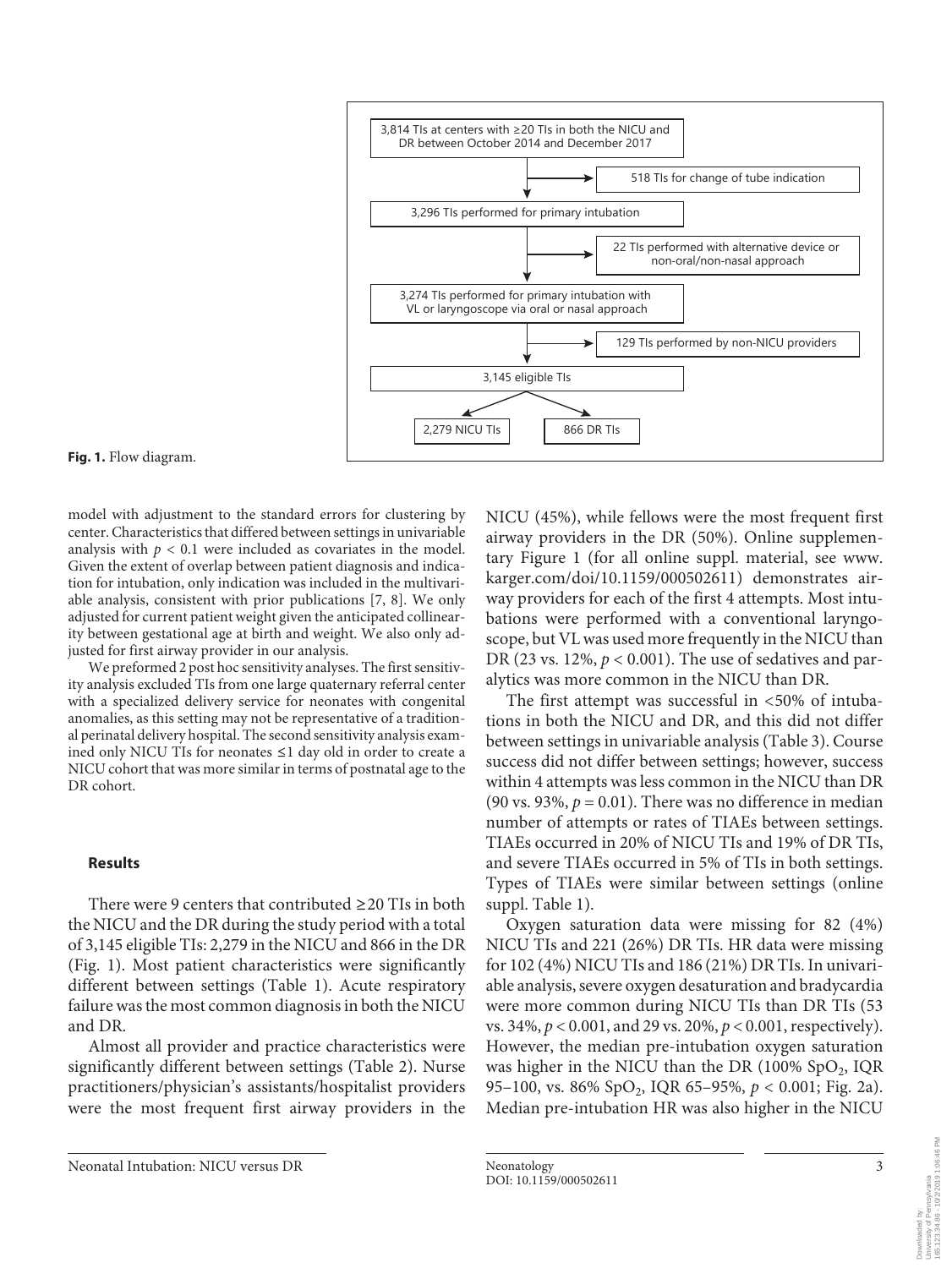3,814 TIs at centers with ≥20 TIs in both the NICU and DR between October 2014 and December 2017

→ 518 TIs for change of tube indication

3,296 TIs performed for primary intubation

→ 22 TIs performed with alternative device or non-oral/non-nasal approach

3,274 TIs performed for primary intubation with VL or laryngoscope via oral or nasal approach

→ 129 TIs performed by non-NICU providers

3,145 eligible TIs

2,279 NICU TIs | 866 DR TIs

**Fig. 1.** Flow diagram.

model with adjustment to the standard errors for clustering by center. Characteristics that differed between settings in univariable analysis with $p < 0.1$ were included as covariates in the model. Given the extent of overlap between patient diagnosis and indication for intubation, only indication was included in the multivariable analysis, consistent with prior publications [7, 8]. We only adjusted for current patient weight given the anticipated collinearity between gestational age at birth and weight. We also only adjusted for first airway provider in our analysis.

We preformed 2 post hoc sensitivity analyses. The first sensitivity analysis excluded TIs from one large quaternary referral center with a specialized delivery service for neonates with congenital anomalies, as this setting may not be representative of a traditional perinatal delivery hospital. The second sensitivity analysis examined only NICU TIs for neonates ≤1 day old in order to create a NICU cohort that was more similar in terms of postnatal age to the DR cohort.

## Results

There were 9 centers that contributed ≥20 TIs in both the NICU and the DR during the study period with a total of 3,145 eligible TIs: 2,279 in the NICU and 866 in the DR (Fig. 1). Most patient characteristics were significantly different between settings (Table 1). Acute respiratory failure was the most common diagnosis in both the NICU and DR.

Almost all provider and practice characteristics were significantly different between settings (Table 2). Nurse practitioners/physician's assistants/hospitalist providers were the most frequent first airway providers in the NICU (45%), while fellows were the most frequent first airway providers in the DR (50%). Online supplementary Figure 1 (for all online suppl. material, see www.karger.com/doi/10.1159/000502611) demonstrates airway providers for each of the first 4 attempts. Most intubations were performed with a conventional laryngoscope, but VL was used more frequently in the NICU than DR (23 vs. 12%, $p < 0.001$). The use of sedatives and paralytics was more common in the NICU than DR.

The first attempt was successful in <50% of intubations in both the NICU and DR, and this did not differ between settings in univariable analysis (Table 3). Course success did not differ between settings; however, success within 4 attempts was less common in the NICU than DR (90 vs. 93%, $p = 0.01$). There was no difference in median number of attempts or rates of TIAEs between settings. TIAEs occurred in 20% of NICU TIs and 19% of DR TIs, and severe TIAEs occurred in 5% of TIs in both settings. Types of TIAEs were similar between settings (online suppl. Table 1).

Oxygen saturation data were missing for 82 (4%) NICU TIs and 221 (26%) DR TIs. HR data were missing for 102 (4%) NICU TIs and 186 (21%) DR TIs. In univariable analysis, severe oxygen desaturation and bradycardia were more common during NICU TIs than DR TIs (53 vs. 34%, $p < 0.001$, and 29 vs. 20%, $p < 0.001$, respectively). However, the median pre-intubation oxygen saturation was higher in the NICU than the DR (100% $SpO_2$, IQR 95–100, vs. 86% $SpO_2$, IQR 65–95%, $p < 0.001$; Fig. 2a). Median pre-intubation HR was also higher in the NICU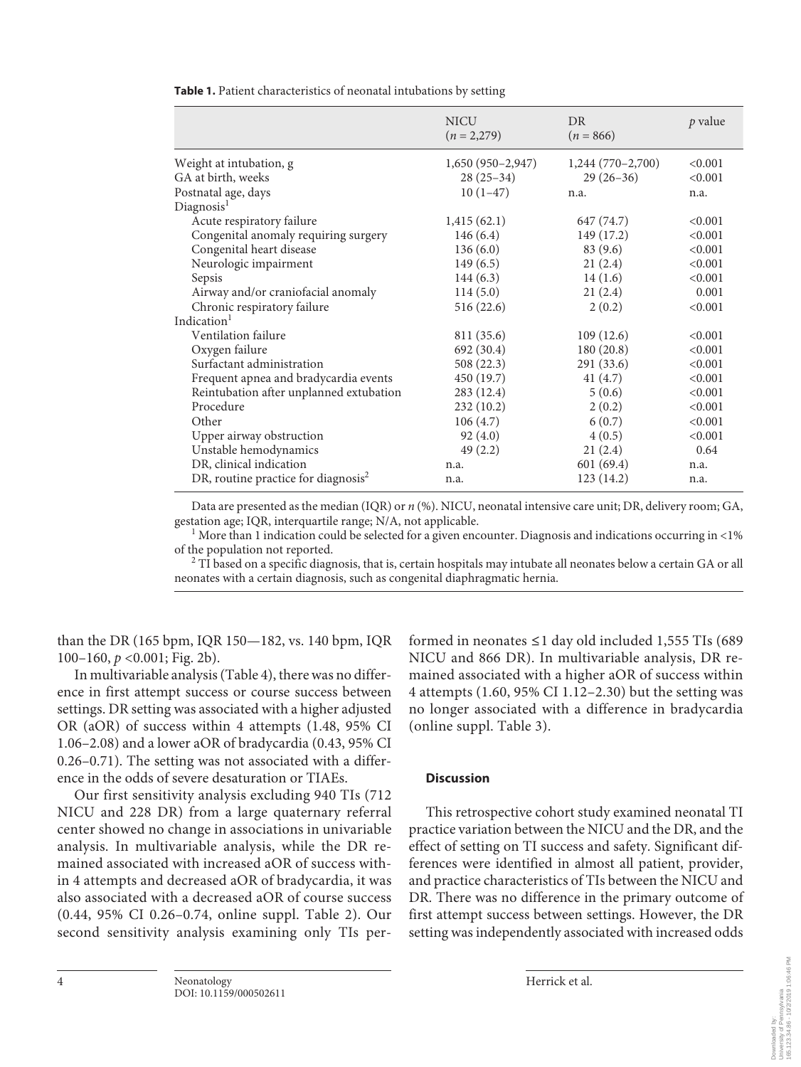**Table 1.** Patient characteristics of neonatal intubations by setting

| | NICU ($n$ = 2,279) | DR ($n$ = 866) | $p$ value |
|---|---|---|---|
| Weight at intubation, g | 1,650 (950–2,947) | 1,244 (770–2,700) | <0.001 |
| GA at birth, weeks | 28 (25–34) | 29 (26–36) | <0.001 |
| Postnatal age, days | 10 (1–47) | n.a. | n.a. |
| Diagnosis[1] | | | |
| Acute respiratory failure | 1,415 (62.1) | 647 (74.7) | <0.001 |
| Congenital anomaly requiring surgery | 146 (6.4) | 149 (17.2) | <0.001 |
| Congenital heart disease | 136 (6.0) | 83 (9.6) | <0.001 |
| Neurologic impairment | 149 (6.5) | 21 (2.4) | <0.001 |
| Sepsis | 144 (6.3) | 14 (1.6) | <0.001 |
| Airway and/or craniofacial anomaly | 114 (5.0) | 21 (2.4) | 0.001 |
| Chronic respiratory failure | 516 (22.6) | 2 (0.2) | <0.001 |
| Indication[1] | | | |
| Ventilation failure | 811 (35.6) | 109 (12.6) | <0.001 |
| Oxygen failure | 692 (30.4) | 180 (20.8) | <0.001 |
| Surfactant administration | 508 (22.3) | 291 (33.6) | <0.001 |
| Frequent apnea and bradycardia events | 450 (19.7) | 41 (4.7) | <0.001 |
| Reintubation after unplanned extubation | 283 (12.4) | 5 (0.6) | <0.001 |
| Procedure | 232 (10.2) | 2 (0.2) | <0.001 |
| Other | 106 (4.7) | 6 (0.7) | <0.001 |
| Upper airway obstruction | 92 (4.0) | 4 (0.5) | <0.001 |
| Unstable hemodynamics | 49 (2.2) | 21 (2.4) | 0.64 |
| DR, clinical indication | n.a. | 601 (69.4) | n.a. |
| DR, routine practice for diagnosis[2] | n.a. | 123 (14.2) | n.a. |

Data are presented as the median (IQR) or $n$ (%). NICU, neonatal intensive care unit; DR, delivery room; GA, gestation age; IQR, interquartile range; N/A, not applicable.
[1] More than 1 indication could be selected for a given encounter. Diagnosis and indications occurring in <1% of the population not reported.
[2] TI based on a specific diagnosis, that is, certain hospitals may intubate all neonates below a certain GA or all neonates with a certain diagnosis, such as congenital diaphragmatic hernia.

than the DR (165 bpm, IQR 150—182, vs. 140 bpm, IQR 100–160, $p$ <0.001; Fig. 2b).

In multivariable analysis (Table 4), there was no difference in first attempt success or course success between settings. DR setting was associated with a higher adjusted OR (aOR) of success within 4 attempts (1.48, 95% CI 1.06–2.08) and a lower aOR of bradycardia (0.43, 95% CI 0.26–0.71). The setting was not associated with a difference in the odds of severe desaturation or TIAEs.

Our first sensitivity analysis excluding 940 TIs (712 NICU and 228 DR) from a large quaternary referral center showed no change in associations in univariable analysis. In multivariable analysis, while the DR remained associated with increased aOR of success within 4 attempts and decreased aOR of bradycardia, it was also associated with a decreased aOR of course success (0.44, 95% CI 0.26–0.74, online suppl. Table 2). Our second sensitivity analysis examining only TIs performed in neonates ≤1 day old included 1,555 TIs (689 NICU and 866 DR). In multivariable analysis, DR remained associated with a higher aOR of success within 4 attempts (1.60, 95% CI 1.12–2.30) but the setting was no longer associated with a difference in bradycardia (online suppl. Table 3).

## Discussion

This retrospective cohort study examined neonatal TI practice variation between the NICU and the DR, and the effect of setting on TI success and safety. Significant differences were identified in almost all patient, provider, and practice characteristics of TIs between the NICU and DR. There was no difference in the primary outcome of first attempt success between settings. However, the DR setting was independently associated with increased odds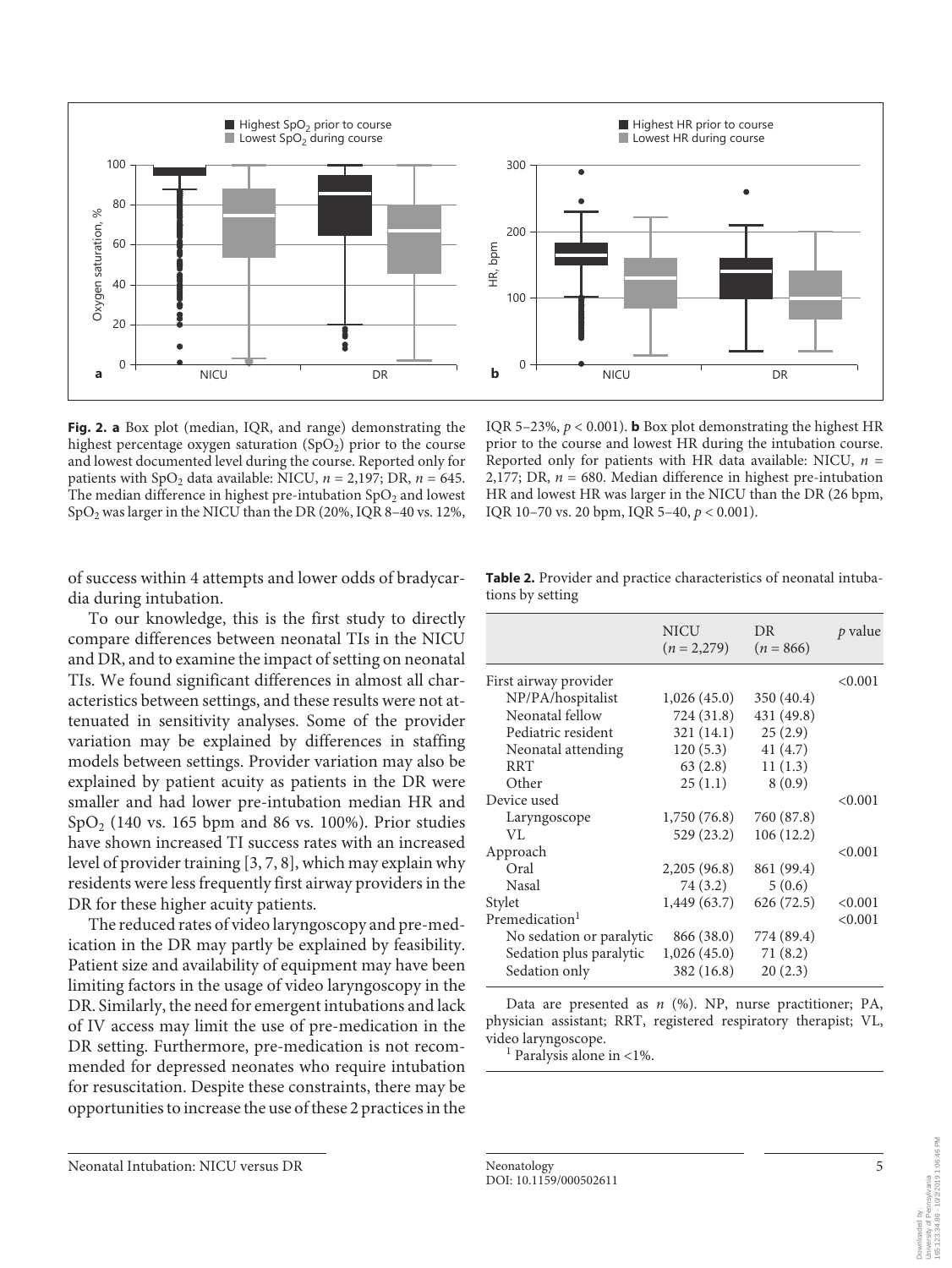**Fig. 2. a** Box plot (median, IQR, and range) demonstrating the highest percentage oxygen saturation ($SpO_2$) prior to the course and lowest documented level during the course. Reported only for patients with $SpO_2$ data available: NICU, $n$ = 2,197; DR, $n$ = 645. The median difference in highest pre-intubation $SpO_2$ and lowest $SpO_2$ was larger in the NICU than the DR (20%, IQR 8–40 vs. 12%, IQR 5–23%, $p < 0.001$). **b** Box plot demonstrating the highest HR prior to the course and lowest HR during the intubation course. Reported only for patients with HR data available: NICU, $n$ = 2,177; DR, $n$ = 680. Median difference in highest pre-intubation HR and lowest HR was larger in the NICU than the DR (26 bpm, IQR 10–70 vs. 20 bpm, IQR 5–40, $p < 0.001$).

of success within 4 attempts and lower odds of bradycardia during intubation.

To our knowledge, this is the first study to directly compare differences between neonatal TIs in the NICU and DR, and to examine the impact of setting on neonatal TIs. We found significant differences in almost all characteristics between settings, and these results were not attenuated in sensitivity analyses. Some of the provider variation may be explained by differences in staffing models between settings. Provider variation may also be explained by patient acuity as patients in the DR were smaller and had lower pre-intubation median HR and $SpO_2$ (140 vs. 165 bpm and 86 vs. 100%). Prior studies have shown increased TI success rates with an increased level of provider training [3, 7, 8], which may explain why residents were less frequently first airway providers in the DR for these higher acuity patients.

The reduced rates of video laryngoscopy and pre-medication in the DR may partly be explained by feasibility. Patient size and availability of equipment may have been limiting factors in the usage of video laryngoscopy in the DR. Similarly, the need for emergent intubations and lack of IV access may limit the use of pre-medication in the DR setting. Furthermore, pre-medication is not recommended for depressed neonates who require intubation for resuscitation. Despite these constraints, there may be opportunities to increase the use of these 2 practices in the

**Table 2.** Provider and practice characteristics of neonatal intubations by setting

| | NICU ($n$ = 2,279) | DR ($n$ = 866) | $p$ value |
|---|---|---|---|
| First airway provider | | | <0.001 |
| NP/PA/hospitalist | 1,026 (45.0) | 350 (40.4) | |
| Neonatal fellow | 724 (31.8) | 431 (49.8) | |
| Pediatric resident | 321 (14.1) | 25 (2.9) | |
| Neonatal attending | 120 (5.3) | 41 (4.7) | |
| RRT | 63 (2.8) | 11 (1.3) | |
| Other | 25 (1.1) | 8 (0.9) | |
| Device used | | | <0.001 |
| Laryngoscope | 1,750 (76.8) | 760 (87.8) | |
| VL | 529 (23.2) | 106 (12.2) | |
| Approach | | | <0.001 |
| Oral | 2,205 (96.8) | 861 (99.4) | |
| Nasal | 74 (3.2) | 5 (0.6) | |
| Stylet | 1,449 (63.7) | 626 (72.5) | <0.001 |
| Premedication[1] | | | <0.001 |
| No sedation or paralytic | 866 (38.0) | 774 (89.4) | |
| Sedation plus paralytic | 1,026 (45.0) | 71 (8.2) | |
| Sedation only | 382 (16.8) | 20 (2.3) | |

Data are presented as $n$ (%). NP, nurse practitioner; PA, physician assistant; RRT, registered respiratory therapist; VL, video laryngoscope.
[1] Paralysis alone in <1%.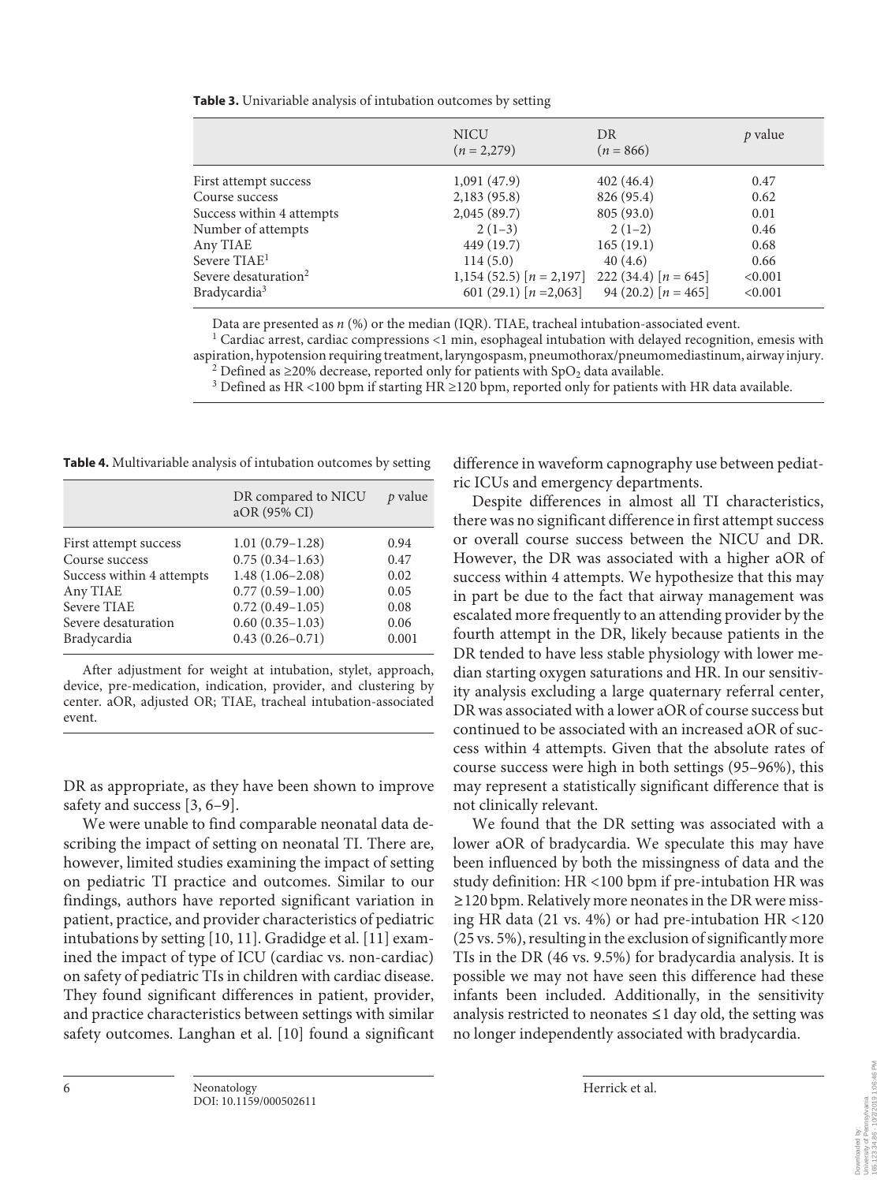**Table 3.** Univariable analysis of intubation outcomes by setting

| | NICU ($n$ = 2,279) | DR ($n$ = 866) | $p$ value |
|---|---|---|---|
| First attempt success | 1,091 (47.9) | 402 (46.4) | 0.47 |
| Course success | 2,183 (95.8) | 826 (95.4) | 0.62 |
| Success within 4 attempts | 2,045 (89.7) | 805 (93.0) | 0.01 |
| Number of attempts | 2 (1–3) | 2 (1–2) | 0.46 |
| Any TIAE | 449 (19.7) | 165 (19.1) | 0.68 |
| Severe TIAE[1] | 114 (5.0) | 40 (4.6) | 0.66 |
| Severe desaturation[2] | 1,154 (52.5) [$n$ = 2,197] | 222 (34.4) [$n$ = 645] | <0.001 |
| Bradycardia[3] | 601 (29.1) [$n$ =2,063] | 94 (20.2) [$n$ = 465] | <0.001 |

Data are presented as $n$ (%) or the median (IQR). TIAE, tracheal intubation-associated event.
[1] Cardiac arrest, cardiac compressions <1 min, esophageal intubation with delayed recognition, emesis with aspiration, hypotension requiring treatment, laryngospasm, pneumothorax/pneumomediastinum, airway injury.
[2] Defined as ≥20% decrease, reported only for patients with $SpO_2$ data available.
[3] Defined as HR <100 bpm if starting HR ≥120 bpm, reported only for patients with HR data available.

**Table 4.** Multivariable analysis of intubation outcomes by setting

| | DR compared to NICU aOR (95% CI) | $p$ value |
|---|---|---|
| First attempt success | 1.01 (0.79–1.28) | 0.94 |
| Course success | 0.75 (0.34–1.63) | 0.47 |
| Success within 4 attempts | 1.48 (1.06–2.08) | 0.02 |
| Any TIAE | 0.77 (0.59–1.00) | 0.05 |
| Severe TIAE | 0.72 (0.49–1.05) | 0.08 |
| Severe desaturation | 0.60 (0.35–1.03) | 0.06 |
| Bradycardia | 0.43 (0.26–0.71) | 0.001 |

After adjustment for weight at intubation, stylet, approach, device, pre-medication, indication, provider, and clustering by center. aOR, adjusted OR; TIAE, tracheal intubation-associated event.

DR as appropriate, as they have been shown to improve safety and success [3, 6–9].

We were unable to find comparable neonatal data describing the impact of setting on neonatal TI. There are, however, limited studies examining the impact of setting on pediatric TI practice and outcomes. Similar to our findings, authors have reported significant variation in patient, practice, and provider characteristics of pediatric intubations by setting [10, 11]. Gradidge et al. [11] examined the impact of type of ICU (cardiac vs. non-cardiac) on safety of pediatric TIs in children with cardiac disease. They found significant differences in patient, provider, and practice characteristics between settings with similar safety outcomes. Langhan et al. [10] found a significant difference in waveform capnography use between pediatric ICUs and emergency departments.

Despite differences in almost all TI characteristics, there was no significant difference in first attempt success or overall course success between the NICU and DR. However, the DR was associated with a higher aOR of success within 4 attempts. We hypothesize that this may in part be due to the fact that airway management was escalated more frequently to an attending provider by the fourth attempt in the DR, likely because patients in the DR tended to have less stable physiology with lower median starting oxygen saturations and HR. In our sensitivity analysis excluding a large quaternary referral center, DR was associated with a lower aOR of course success but continued to be associated with an increased aOR of success within 4 attempts. Given that the absolute rates of course success were high in both settings (95–96%), this may represent a statistically significant difference that is not clinically relevant.

We found that the DR setting was associated with a lower aOR of bradycardia. We speculate this may have been influenced by both the missingness of data and the study definition: HR <100 bpm if pre-intubation HR was ≥120 bpm. Relatively more neonates in the DR were missing HR data (21 vs. 4%) or had pre-intubation HR <120 (25 vs. 5%), resulting in the exclusion of significantly more TIs in the DR (46 vs. 9.5%) for bradycardia analysis. It is possible we may not have seen this difference had these infants been included. Additionally, in the sensitivity analysis restricted to neonates ≤1 day old, the setting was no longer independently associated with bradycardia.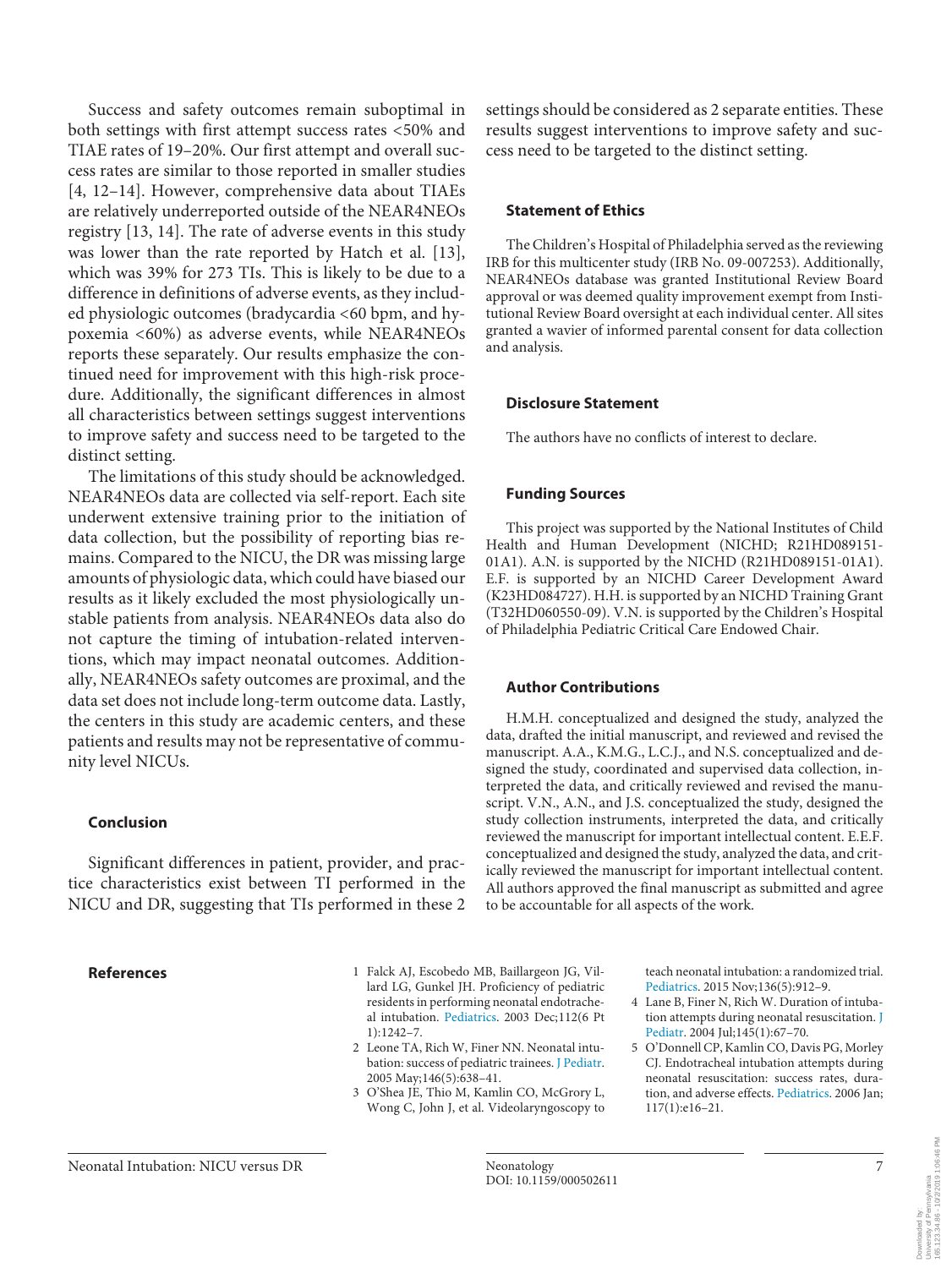Success and safety outcomes remain suboptimal in both settings with first attempt success rates <50% and TIAE rates of 19–20%. Our first attempt and overall success rates are similar to those reported in smaller studies [4, 12–14]. However, comprehensive data about TIAEs are relatively underreported outside of the NEAR4NEOs registry [13, 14]. The rate of adverse events in this study was lower than the rate reported by Hatch et al. [13], which was 39% for 273 TIs. This is likely to be due to a difference in definitions of adverse events, as they included physiologic outcomes (bradycardia <60 bpm, and hypoxemia <60%) as adverse events, while NEAR4NEOs reports these separately. Our results emphasize the continued need for improvement with this high-risk procedure. Additionally, the significant differences in almost all characteristics between settings suggest interventions to improve safety and success need to be targeted to the distinct setting.

The limitations of this study should be acknowledged. NEAR4NEOs data are collected via self-report. Each site underwent extensive training prior to the initiation of data collection, but the possibility of reporting bias remains. Compared to the NICU, the DR was missing large amounts of physiologic data, which could have biased our results as it likely excluded the most physiologically unstable patients from analysis. NEAR4NEOs data also do not capture the timing of intubation-related interventions, which may impact neonatal outcomes. Additionally, NEAR4NEOs safety outcomes are proximal, and the data set does not include long-term outcome data. Lastly, the centers in this study are academic centers, and these patients and results may not be representative of community level NICUs.

## Conclusion

Significant differences in patient, provider, and practice characteristics exist between TI performed in the NICU and DR, suggesting that TIs performed in these 2 settings should be considered as 2 separate entities. These results suggest interventions to improve safety and success need to be targeted to the distinct setting.

## Statement of Ethics

The Children's Hospital of Philadelphia served as the reviewing IRB for this multicenter study (IRB No. 09-007253). Additionally, NEAR4NEOs database was granted Institutional Review Board approval or was deemed quality improvement exempt from Institutional Review Board oversight at each individual center. All sites granted a wavier of informed parental consent for data collection and analysis.

## Disclosure Statement

The authors have no conflicts of interest to declare.

## Funding Sources

This project was supported by the National Institutes of Child Health and Human Development (NICHD; R21HD089151-01A1). A.N. is supported by the NICHD (R21HD089151-01A1). E.F. is supported by an NICHD Career Development Award (K23HD084727). H.H. is supported by an NICHD Training Grant (T32HD060550-09). V.N. is supported by the Children's Hospital of Philadelphia Pediatric Critical Care Endowed Chair.

## Author Contributions

H.M.H. conceptualized and designed the study, analyzed the data, drafted the initial manuscript, and reviewed and revised the manuscript. A.A., K.M.G., L.C.J., and N.S. conceptualized and designed the study, coordinated and supervised data collection, interpreted the data, and critically reviewed and revised the manuscript. V.N., A.N., and J.S. conceptualized the study, designed the study collection instruments, interpreted the data, and critically reviewed the manuscript for important intellectual content. E.E.F. conceptualized and designed the study, analyzed the data, and critically reviewed the manuscript for important intellectual content. All authors approved the final manuscript as submitted and agree to be accountable for all aspects of the work.

## References

1. Falck AJ, Escobedo MB, Baillargeon JG, Villard LG, Gunkel JH. Proficiency of pediatric residents in performing neonatal endotracheal intubation. Pediatrics. 2003 Dec;112(6 Pt 1):1242–7.
2. Leone TA, Rich W, Finer NN. Neonatal intubation: success of pediatric trainees. J Pediatr. 2005 May;146(5):638–41.
3. O'Shea JE, Thio M, Kamlin CO, McGrory L, Wong C, John J, et al. Videolaryngoscopy to teach neonatal intubation: a randomized trial. Pediatrics. 2015 Nov;136(5):912–9.
4. Lane B, Finer N, Rich W. Duration of intubation attempts during neonatal resuscitation. J Pediatr. 2004 Jul;145(1):67–70.
5. O'Donnell CP, Kamlin CO, Davis PG, Morley CJ. Endotracheal intubation attempts during neonatal resuscitation: success rates, duration, and adverse effects. Pediatrics. 2006 Jan; 117(1):e16–21.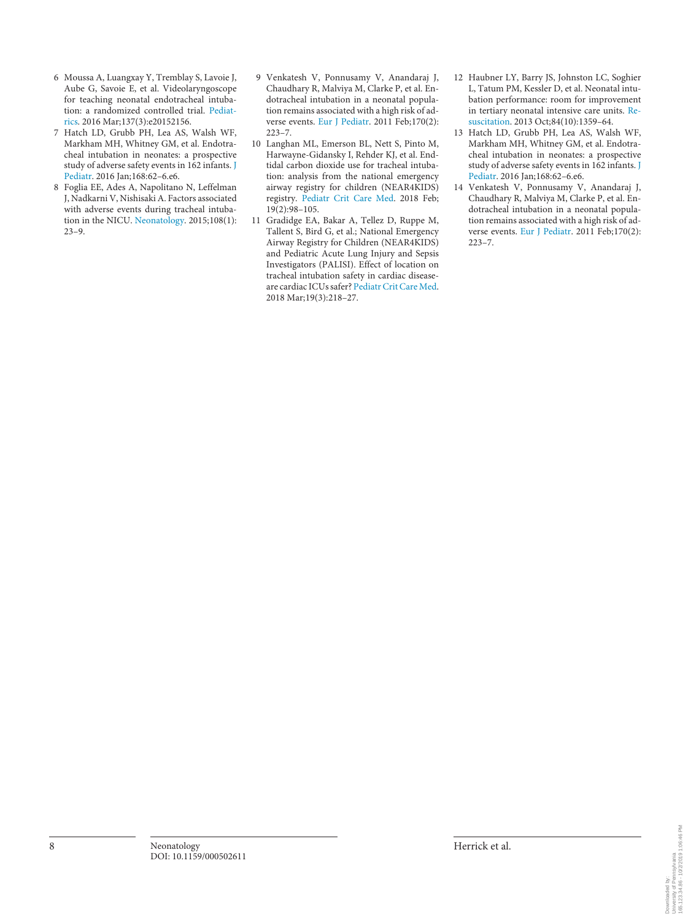6 Moussa A, Luangxay Y, Tremblay S, Lavoie J, Aube G, Savoie E, et al. Videolaryngoscope for teaching neonatal endotracheal intubation: a randomized controlled trial. Pediatrics. 2016 Mar;137(3):e20152156.

7 Hatch LD, Grubb PH, Lea AS, Walsh WF, Markham MH, Whitney GM, et al. Endotracheal intubation in neonates: a prospective study of adverse safety events in 162 infants. J Pediatr. 2016 Jan;168:62–6.e6.

8 Foglia EE, Ades A, Napolitano N, Leffelman J, Nadkarni V, Nishisaki A. Factors associated with adverse events during tracheal intubation in the NICU. Neonatology. 2015;108(1): 23–9.

9 Venkatesh V, Ponnusamy V, Anandaraj J, Chaudhary R, Malviya M, Clarke P, et al. Endotracheal intubation in a neonatal population remains associated with a high risk of adverse events. Eur J Pediatr. 2011 Feb;170(2): 223–7.

10 Langhan ML, Emerson BL, Nett S, Pinto M, Harwayne-Gidansky I, Rehder KJ, et al. End-tidal carbon dioxide use for tracheal intubation: analysis from the national emergency airway registry for children (NEAR4KIDS) registry. Pediatr Crit Care Med. 2018 Feb; 19(2):98–105.

11 Gradidge EA, Bakar A, Tellez D, Ruppe M, Tallent S, Bird G, et al.; National Emergency Airway Registry for Children (NEAR4KIDS) and Pediatric Acute Lung Injury and Sepsis Investigators (PALISI). Effect of location on tracheal intubation safety in cardiac disease-are cardiac ICUs safer? Pediatr Crit Care Med. 2018 Mar;19(3):218–27.

12 Haubner LY, Barry JS, Johnston LC, Soghier L, Tatum PM, Kessler D, et al. Neonatal intubation performance: room for improvement in tertiary neonatal intensive care units. Resuscitation. 2013 Oct;84(10):1359–64.

13 Hatch LD, Grubb PH, Lea AS, Walsh WF, Markham MH, Whitney GM, et al. Endotracheal intubation in neonates: a prospective study of adverse safety events in 162 infants. J Pediatr. 2016 Jan;168:62–6.e6.

14 Venkatesh V, Ponnusamy V, Anandaraj J, Chaudhary R, Malviya M, Clarke P, et al. Endotracheal intubation in a neonatal population remains associated with a high risk of adverse events. Eur J Pediatr. 2011 Feb;170(2): 223–7.